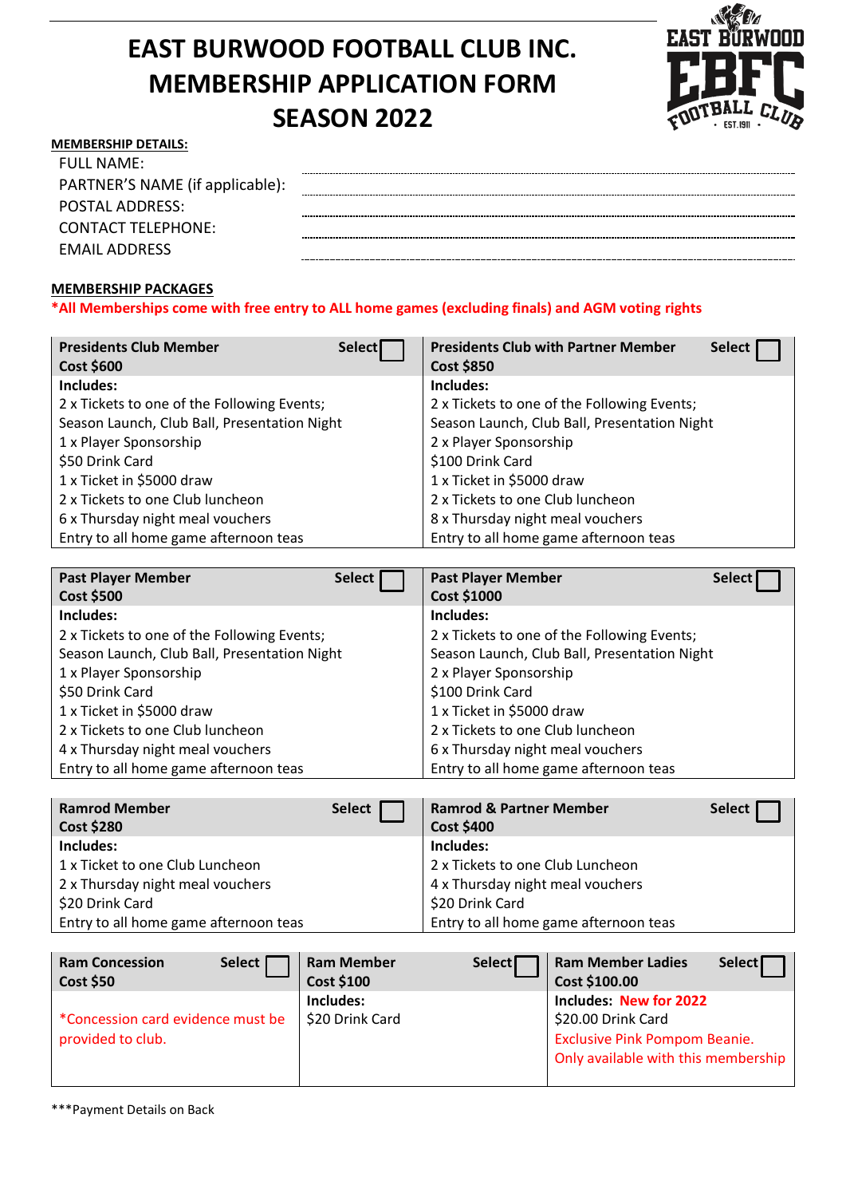# EAST BURWOOD FOOTBALL CLUB INC.
# MEMBERSHIP APPLICATION FORM
# SEASON 2022

**MEMBERSHIP DETAILS:**

FULL NAME: ..............................................................

PARTNER'S NAME (if applicable): ..............................................................

POSTAL ADDRESS: ..............................................................

CONTACT TELEPHONE: ..............................................................

EMAIL ADDRESS ..............................................................

**MEMBERSHIP PACKAGES**

***All Memberships come with free entry to ALL home games (excluding finals) and AGM voting rights**

| **Presidents Club Member** Select ☐<br>**Cost $600** | **Presidents Club with Partner Member** Select ☐<br>**Cost $850** |
|---|---|
| **Includes:**<br>2 x Tickets to one of the Following Events;<br>Season Launch, Club Ball, Presentation Night<br>1 x Player Sponsorship<br>$50 Drink Card<br>1 x Ticket in $5000 draw<br>2 x Tickets to one Club luncheon<br>6 x Thursday night meal vouchers<br>Entry to all home game afternoon teas | **Includes:**<br>2 x Tickets to one of the Following Events;<br>Season Launch, Club Ball, Presentation Night<br>2 x Player Sponsorship<br>$100 Drink Card<br>1 x Ticket in $5000 draw<br>2 x Tickets to one Club luncheon<br>8 x Thursday night meal vouchers<br>Entry to all home game afternoon teas |

| **Past Player Member** Select ☐<br>**Cost $500** | **Past Player Member** Select ☐<br>**Cost $1000** |
|---|---|
| **Includes:**<br>2 x Tickets to one of the Following Events;<br>Season Launch, Club Ball, Presentation Night<br>1 x Player Sponsorship<br>$50 Drink Card<br>1 x Ticket in $5000 draw<br>2 x Tickets to one Club luncheon<br>4 x Thursday night meal vouchers<br>Entry to all home game afternoon teas | **Includes:**<br>2 x Tickets to one of the Following Events;<br>Season Launch, Club Ball, Presentation Night<br>2 x Player Sponsorship<br>$100 Drink Card<br>1 x Ticket in $5000 draw<br>2 x Tickets to one Club luncheon<br>6 x Thursday night meal vouchers<br>Entry to all home game afternoon teas |

| **Ramrod Member** Select ☐<br>**Cost $280** | **Ramrod & Partner Member** Select ☐<br>**Cost $400** |
|---|---|
| **Includes:**<br>1 x Ticket to one Club Luncheon<br>2 x Thursday night meal vouchers<br>$20 Drink Card<br>Entry to all home game afternoon teas | **Includes:**<br>2 x Tickets to one Club Luncheon<br>4 x Thursday night meal vouchers<br>$20 Drink Card<br>Entry to all home game afternoon teas |

| **Ram Concession** Select ☐<br>**Cost $50** | **Ram Member** Select ☐<br>**Cost $100** | **Ram Member Ladies** Select ☐<br>**Cost $100.00** |
|---|---|---|
| *Concession card evidence must be provided to club. | **Includes:**<br>$20 Drink Card | **Includes: New for 2022**<br>$20.00 Drink Card<br>Exclusive Pink Pompom Beanie.<br>Only available with this membership |

***Payment Details on Back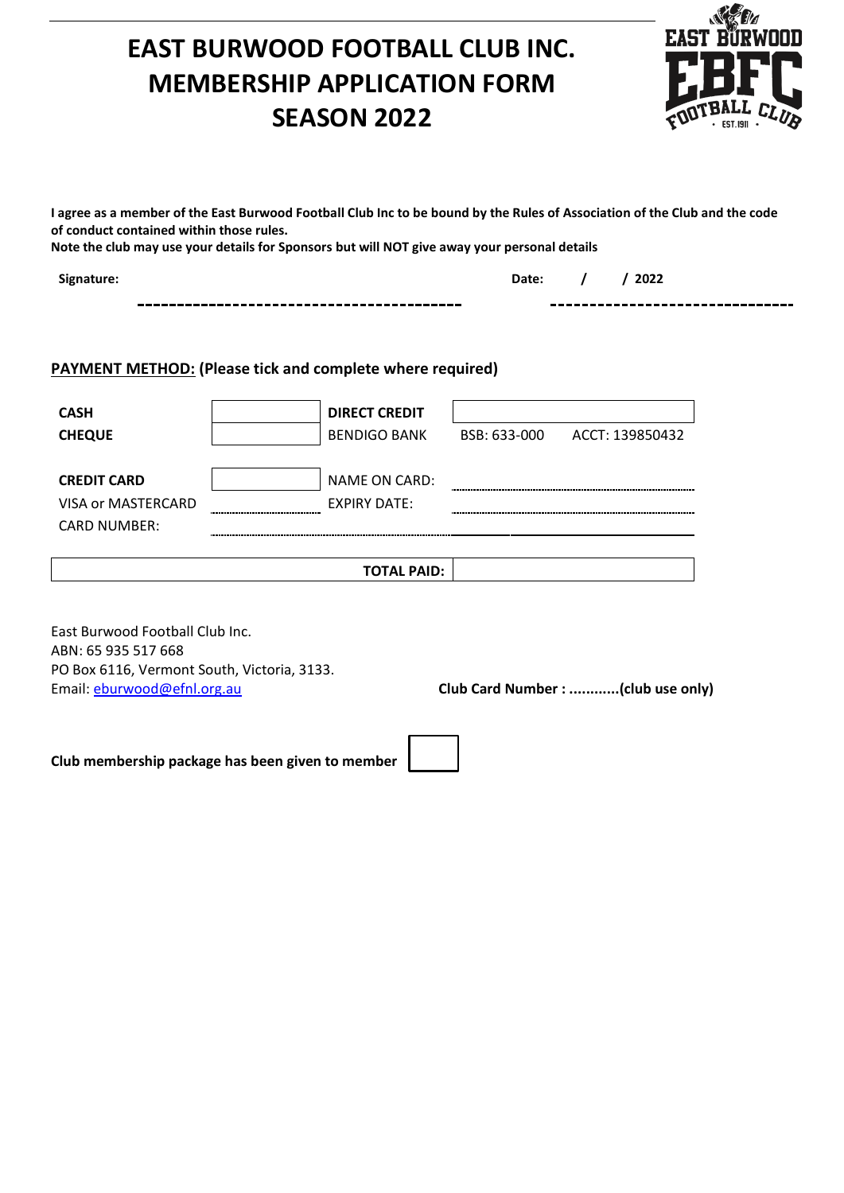# EAST BURWOOD FOOTBALL CLUB INC. MEMBERSHIP APPLICATION FORM SEASON 2022

**I agree as a member of the East Burwood Football Club Inc to be bound by the Rules of Association of the Club and the code of conduct contained within those rules.**
**Note the club may use your details for Sponsors but will NOT give away your personal details**

**Signature:** ---------------------------------------- **Date:** / / **2022**

**PAYMENT METHOD:** **(Please tick and complete where required)**

| | | | | |
|---|---|---|---|---|
| **CASH** | | **DIRECT CREDIT** | | |
| **CHEQUE** | | BENDIGO BANK | BSB: 633-000 | ACCT: 139850432 |
| **CREDIT CARD** | | NAME ON CARD: | | |
| VISA or MASTERCARD | | EXPIRY DATE: | | |
| CARD NUMBER: | | | | |
| | | **TOTAL PAID:** | | |

East Burwood Football Club Inc.
ABN: 65 935 517 668
PO Box 6116, Vermont South, Victoria, 3133.
Email: eburwood@efnl.org.au

**Club Card Number : ............(club use only)**

**Club membership package has been given to member** ☐